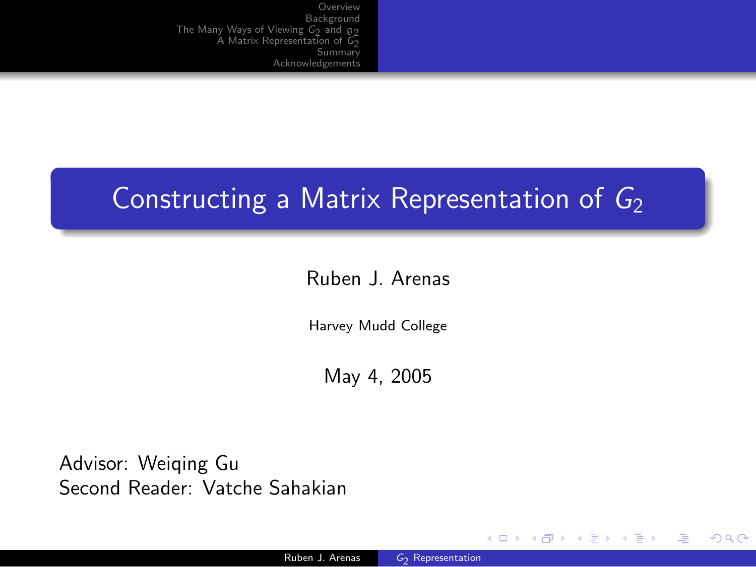# Constructing a Matrix Representation of $G_2$

Ruben J. Arenas

Harvey Mudd College

May 4, 2005

Advisor: Weiqing Gu
Second Reader: Vatche Sahakian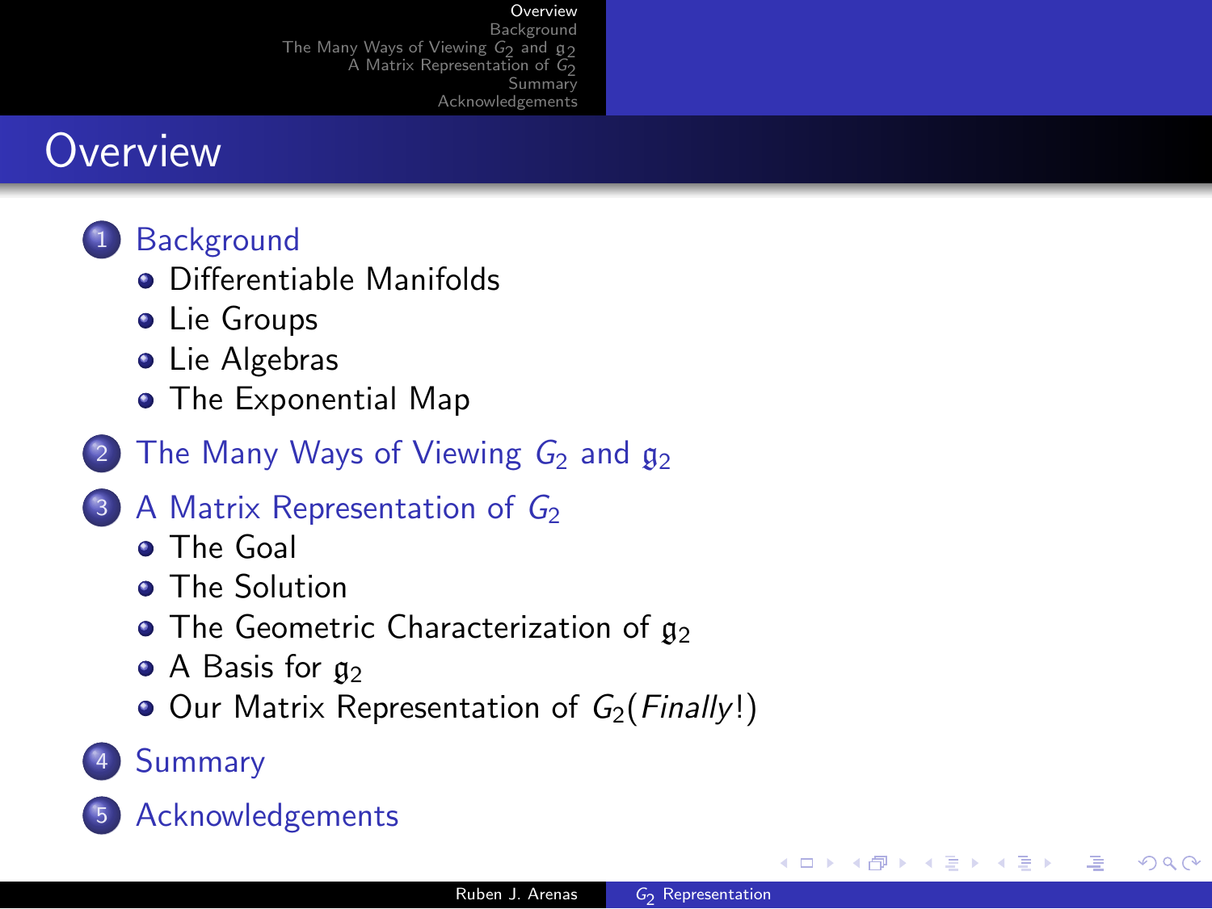# Overview

1. Background
   - Differentiable Manifolds
   - Lie Groups
   - Lie Algebras
   - The Exponential Map
2. The Many Ways of Viewing $G_2$ and $\mathfrak{g}_2$
3. A Matrix Representation of $G_2$
   - The Goal
   - The Solution
   - The Geometric Characterization of $\mathfrak{g}_2$
   - A Basis for $\mathfrak{g}_2$
   - Our Matrix Representation of $G_2$(*Finally*!)
4. Summary
5. Acknowledgements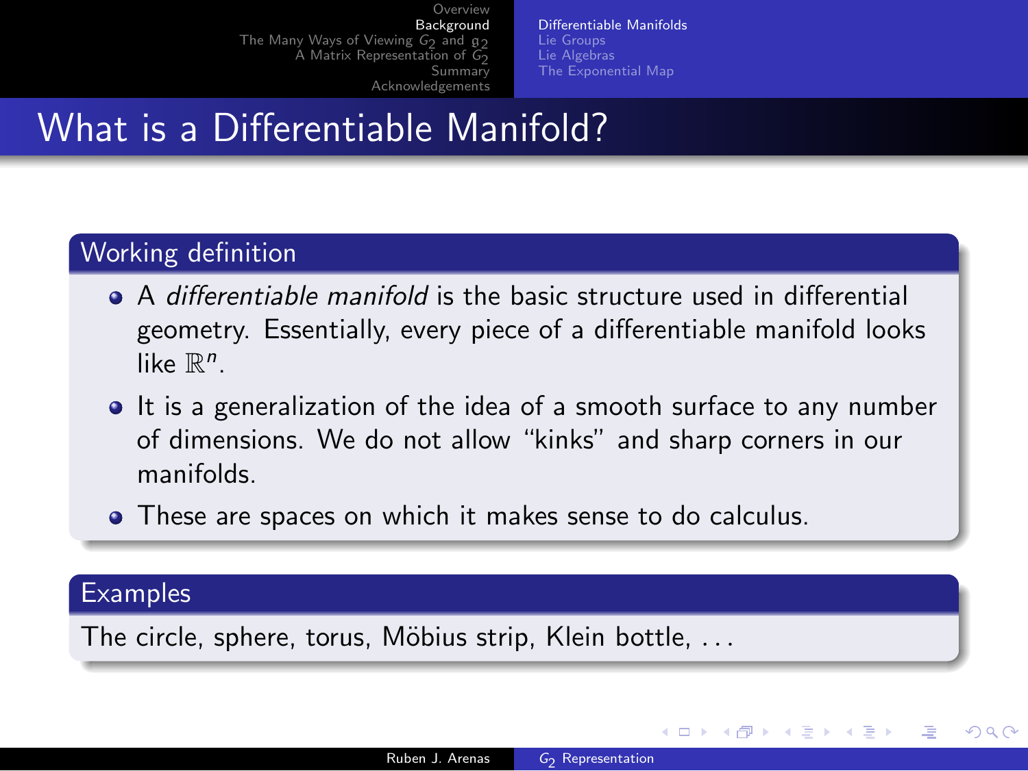# What is a Differentiable Manifold?

## Working definition

- A *differentiable manifold* is the basic structure used in differential geometry. Essentially, every piece of a differentiable manifold looks like $\mathbb{R}^n$.
- It is a generalization of the idea of a smooth surface to any number of dimensions. We do not allow "kinks" and sharp corners in our manifolds.
- These are spaces on which it makes sense to do calculus.

## Examples

The circle, sphere, torus, Möbius strip, Klein bottle, ...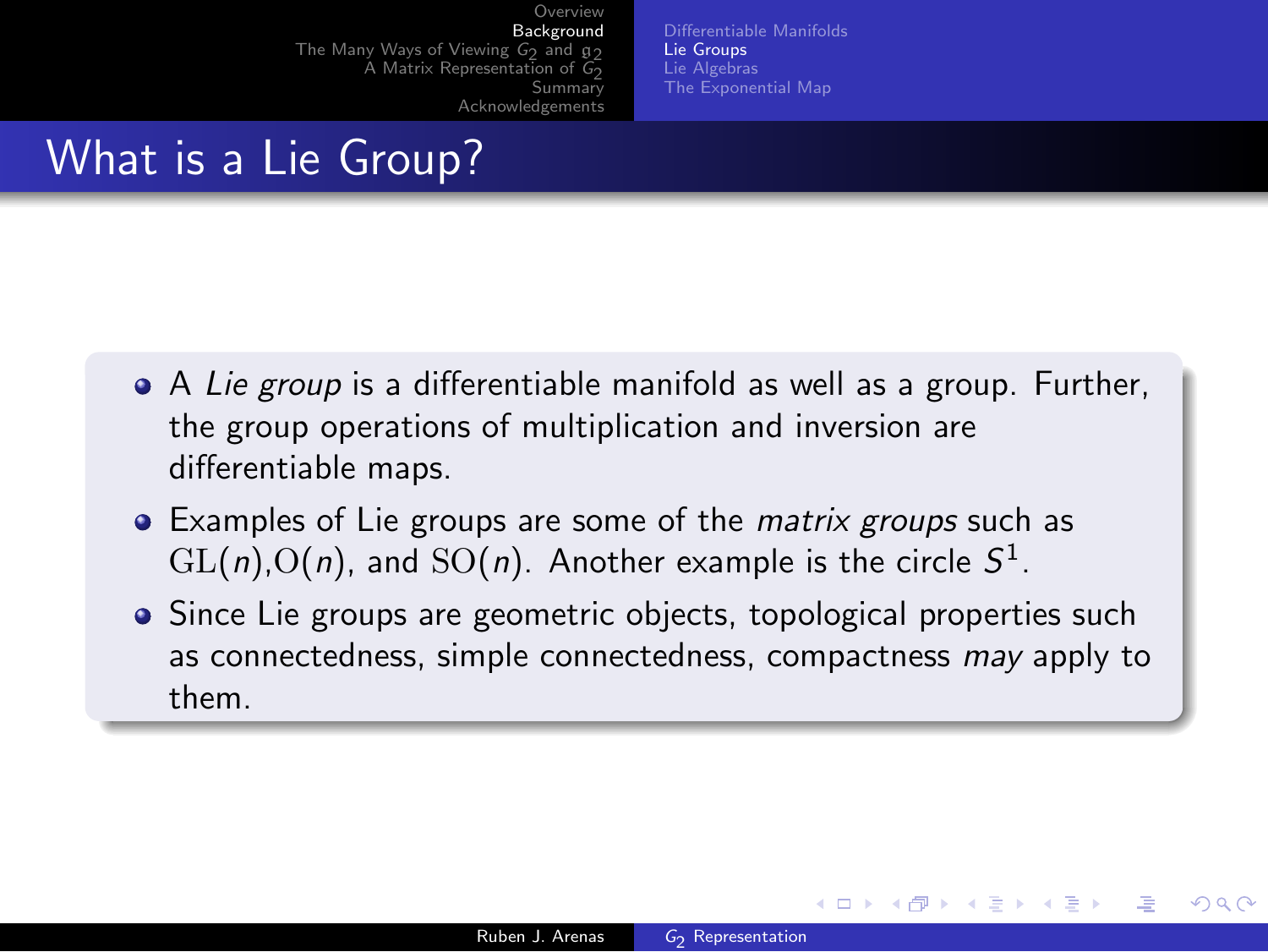# What is a Lie Group?

- A *Lie group* is a differentiable manifold as well as a group. Further, the group operations of multiplication and inversion are differentiable maps.
- Examples of Lie groups are some of the *matrix groups* such as $\mathrm{GL}(n)$,$\mathrm{O}(n)$, and $\mathrm{SO}(n)$. Another example is the circle $S^1$.
- Since Lie groups are geometric objects, topological properties such as connectedness, simple connectedness, compactness *may* apply to them.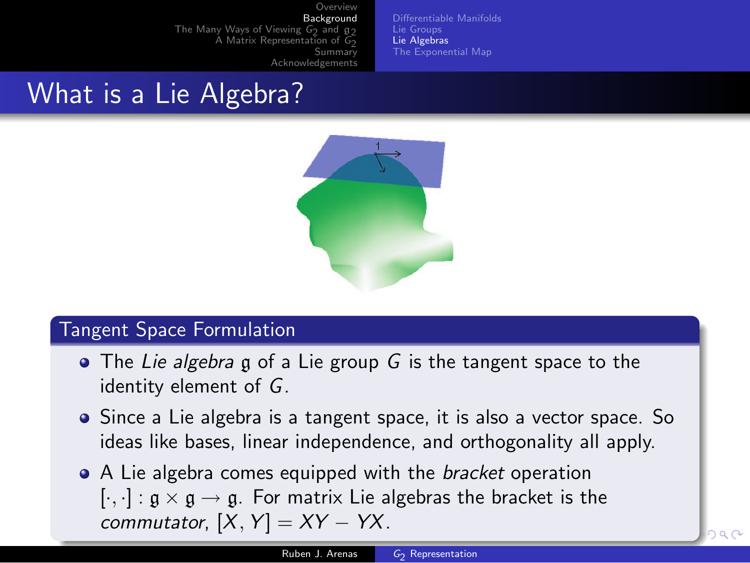# What is a Lie Algebra?

## Tangent Space Formulation

- The *Lie algebra* $\mathfrak{g}$ of a Lie group $G$ is the tangent space to the identity element of $G$.
- Since a Lie algebra is a tangent space, it is also a vector space. So ideas like bases, linear independence, and orthogonality all apply.
- A Lie algebra comes equipped with the *bracket* operation $[\cdot,\cdot] : \mathfrak{g} \times \mathfrak{g} \to \mathfrak{g}$. For matrix Lie algebras the bracket is the *commutator*, $[X, Y] = XY - YX$.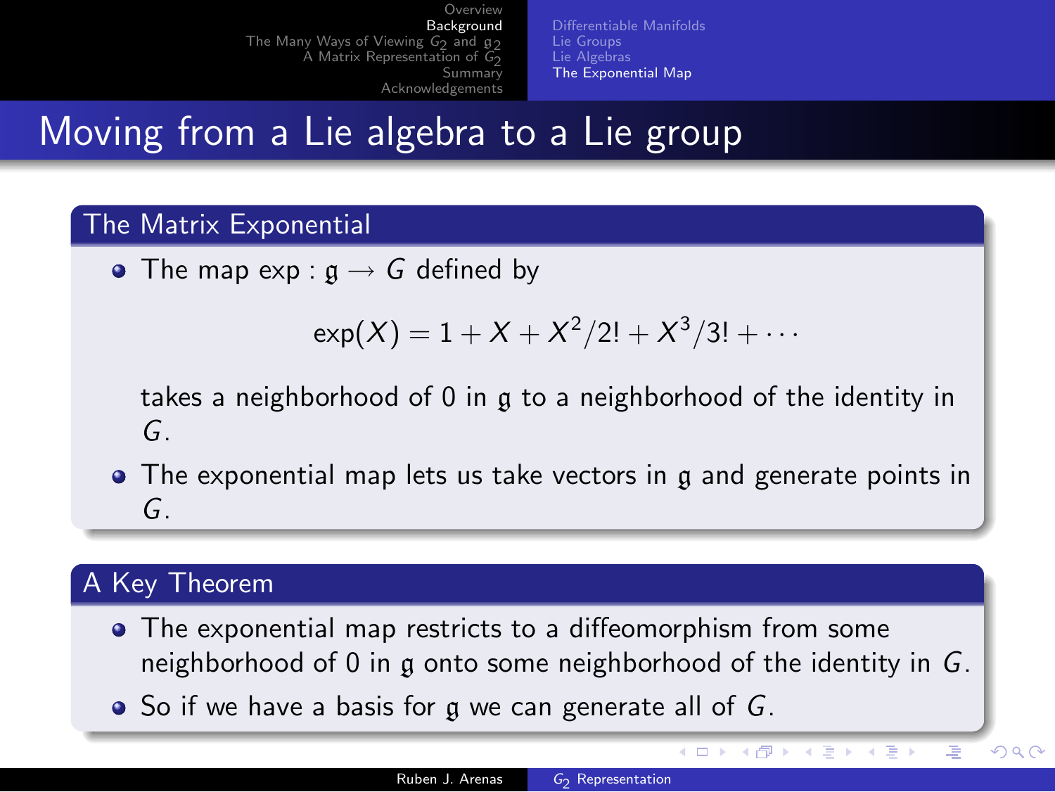# Moving from a Lie algebra to a Lie group

## The Matrix Exponential

- The map $\exp : \mathfrak{g} \longrightarrow G$ defined by

$$\exp(X) = 1 + X + X^2/2! + X^3/3! + \cdots$$

  takes a neighborhood of 0 in $\mathfrak{g}$ to a neighborhood of the identity in $G$.

- The exponential map lets us take vectors in $\mathfrak{g}$ and generate points in $G$.

## A Key Theorem

- The exponential map restricts to a diffeomorphism from some neighborhood of 0 in $\mathfrak{g}$ onto some neighborhood of the identity in $G$.
- So if we have a basis for $\mathfrak{g}$ we can generate all of $G$.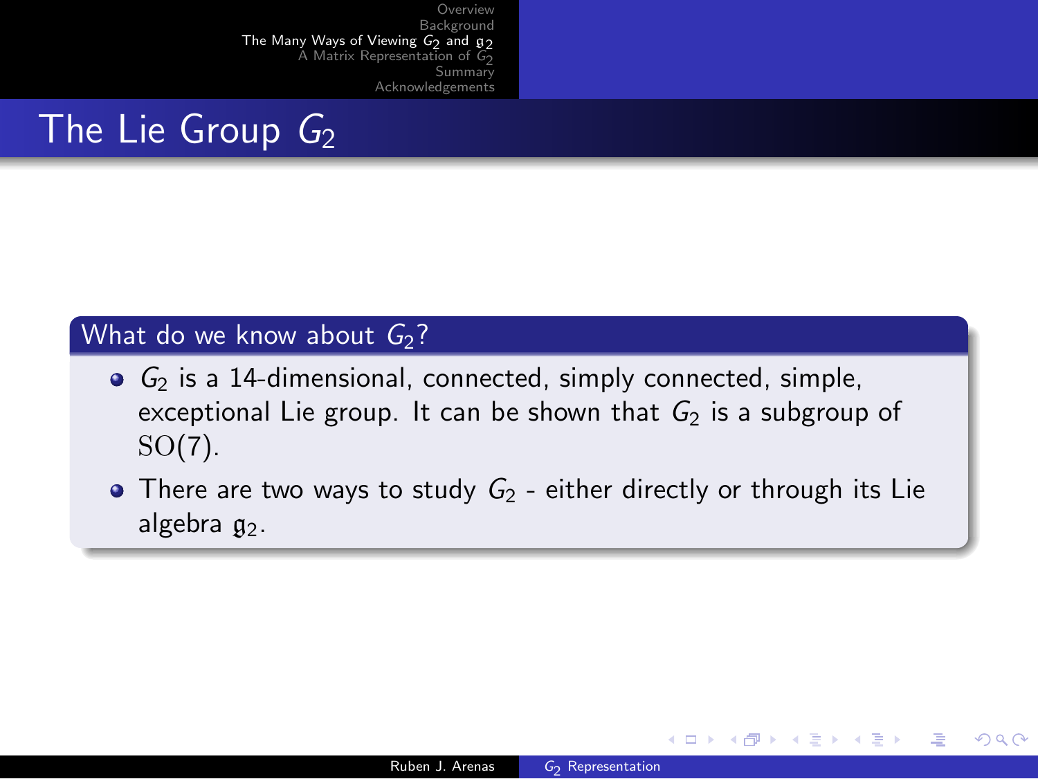# The Lie Group $G_2$

## What do we know about $G_2$?

- $G_2$ is a 14-dimensional, connected, simply connected, simple, exceptional Lie group. It can be shown that $G_2$ is a subgroup of $\mathrm{SO}(7)$.
- There are two ways to study $G_2$ - either directly or through its Lie algebra $\mathfrak{g}_2$.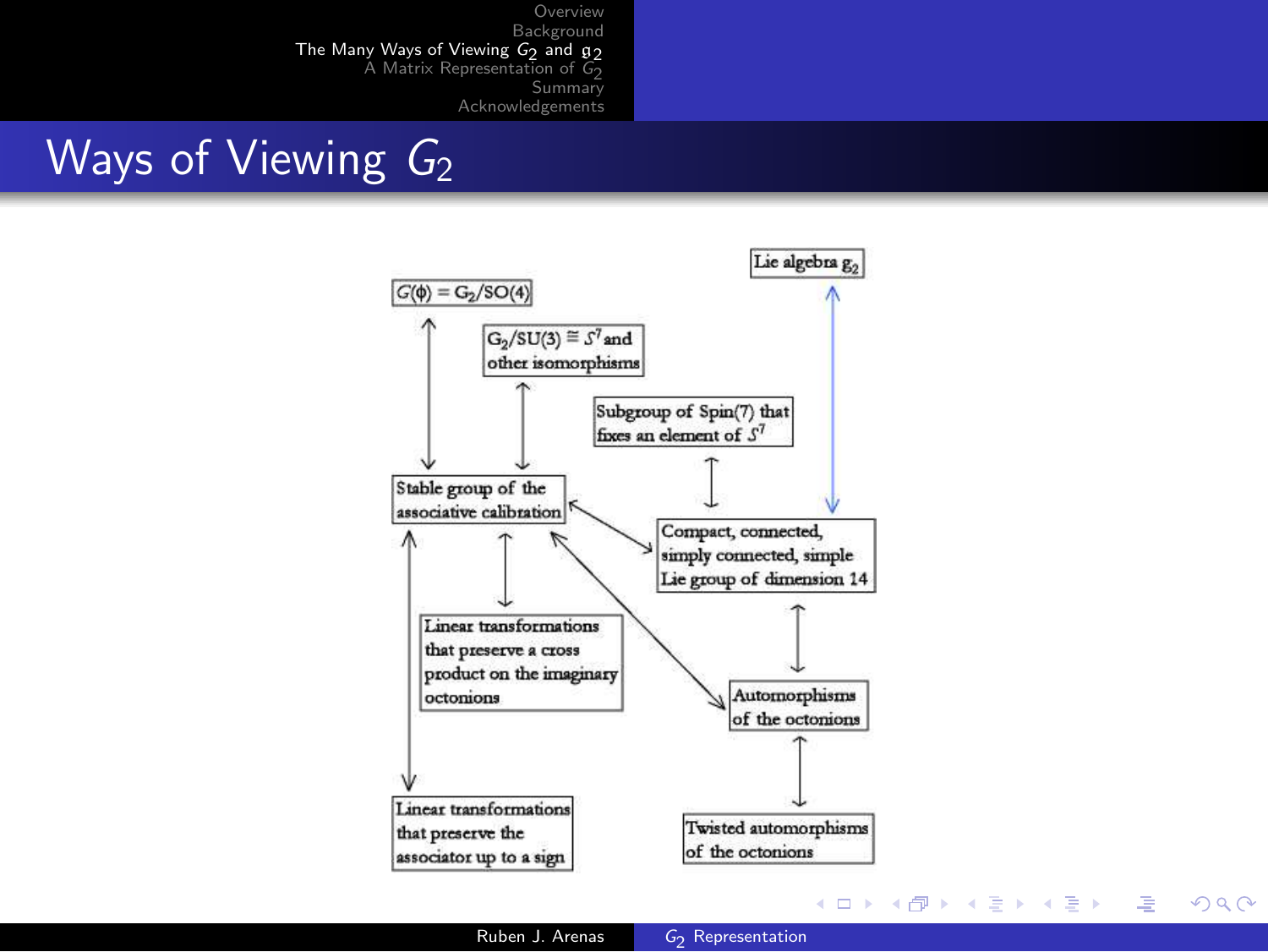# Ways of Viewing $G_2$

$G(\phi) = G_2/SO(4)$

Lie algebra $\mathfrak{g}_2$

$G_2/SU(3) \cong S^7$ and other isomorphisms

Subgroup of Spin(7) that fixes an element of $S^7$

Stable group of the associative calibration

Compact, connected, simply connected, simple Lie group of dimension 14

Linear transformations that preserve a cross product on the imaginary octonions

Automorphisms of the octonions

Linear transformations that preserve the associator up to a sign

Twisted automorphisms of the octonions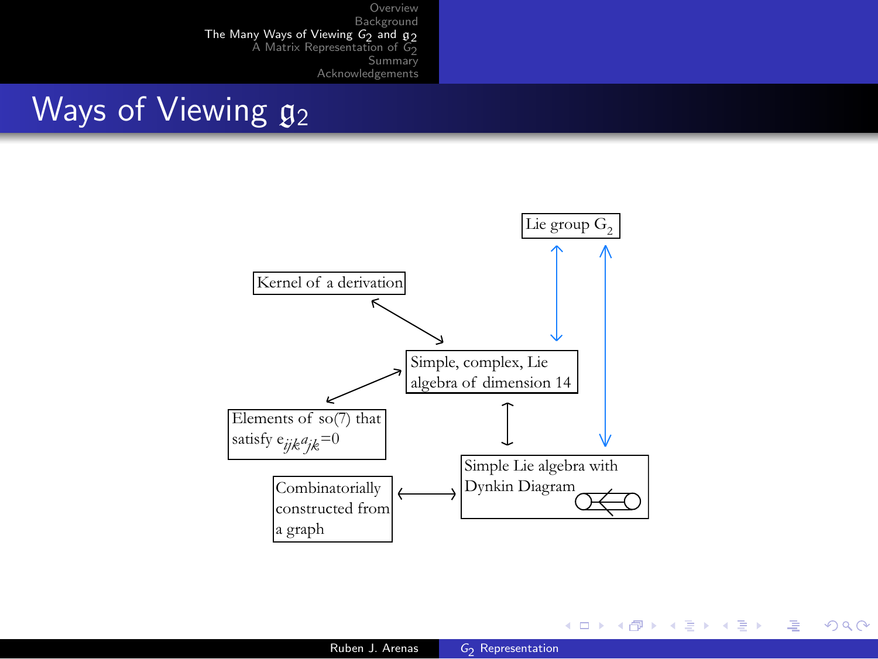# Ways of Viewing $\mathfrak{g}_2$

Lie group $G_2$

Kernel of a derivation

Simple, complex, Lie algebra of dimension 14

Elements of so(7) that satisfy $e_{ijk}a_{jk}=0$

Combinatorially constructed from a graph

Simple Lie algebra with Dynkin Diagram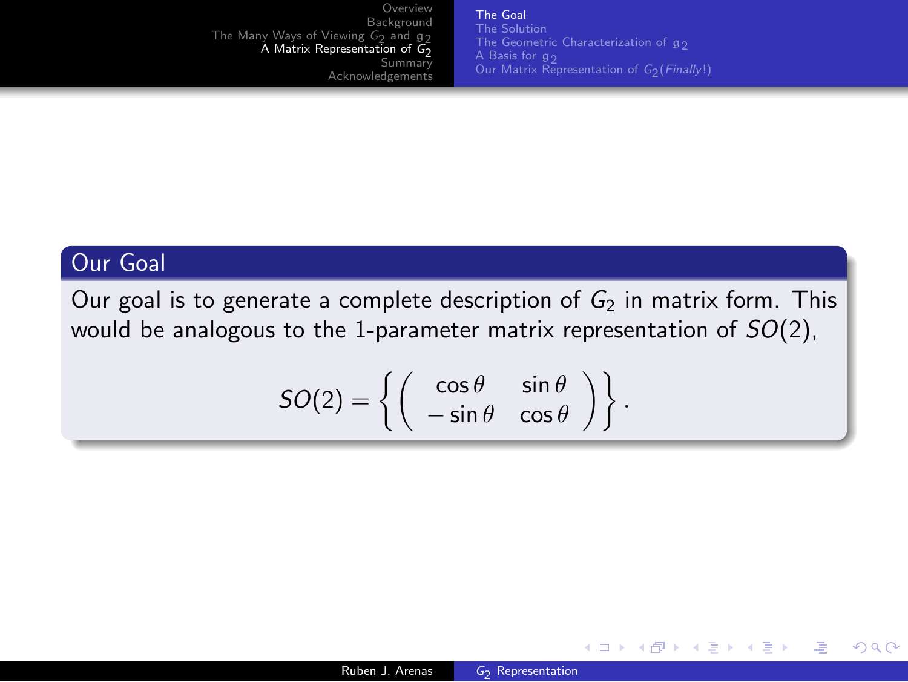## Our Goal

Our goal is to generate a complete description of $G_2$ in matrix form. This would be analogous to the 1-parameter matrix representation of $SO(2)$,

$$SO(2) = \left\{ \begin{pmatrix} \cos\theta & \sin\theta \\ -\sin\theta & \cos\theta \end{pmatrix} \right\}.$$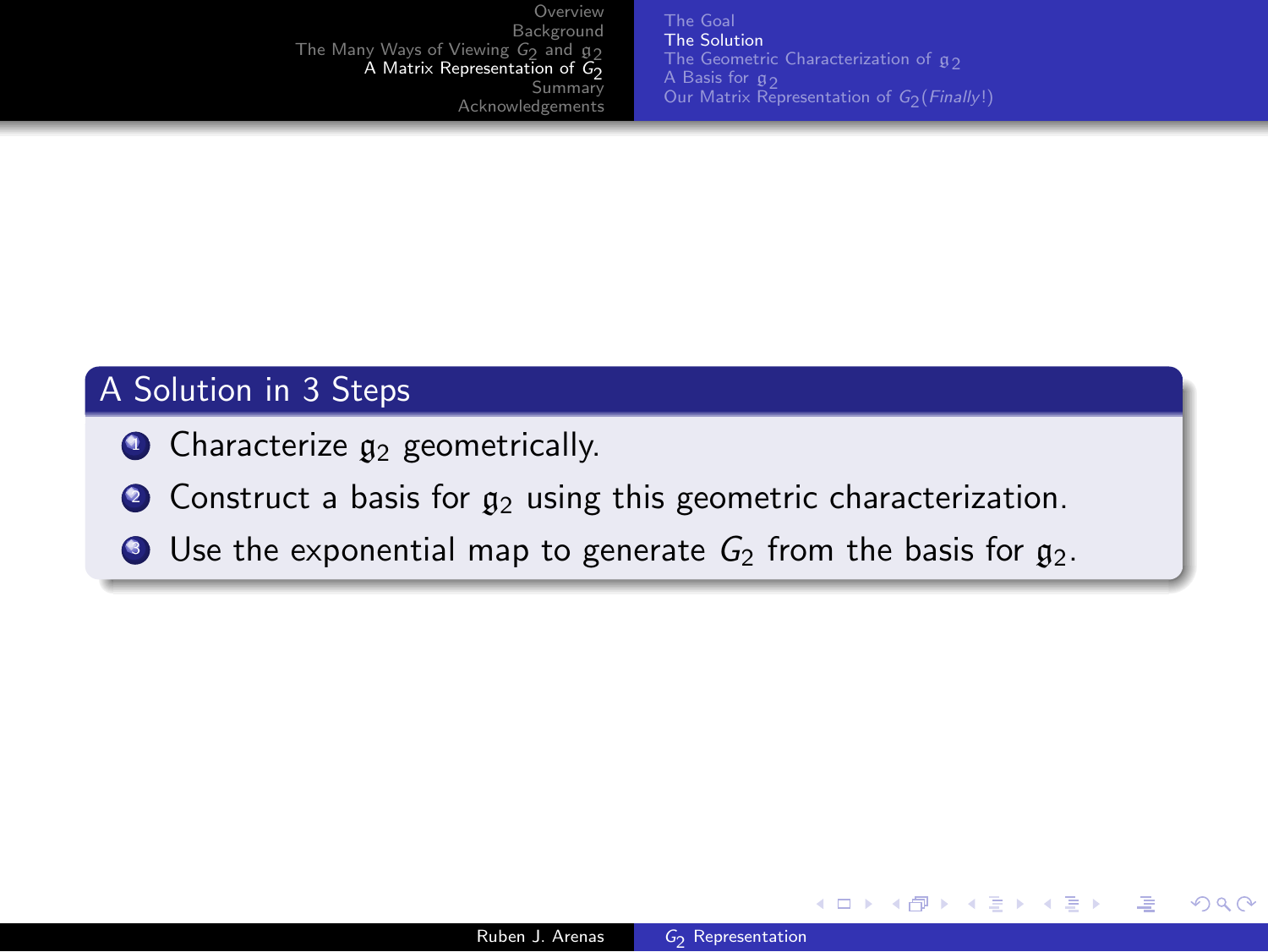## A Solution in 3 Steps

1. Characterize $\mathfrak{g}_2$ geometrically.
2. Construct a basis for $\mathfrak{g}_2$ using this geometric characterization.
3. Use the exponential map to generate $G_2$ from the basis for $\mathfrak{g}_2$.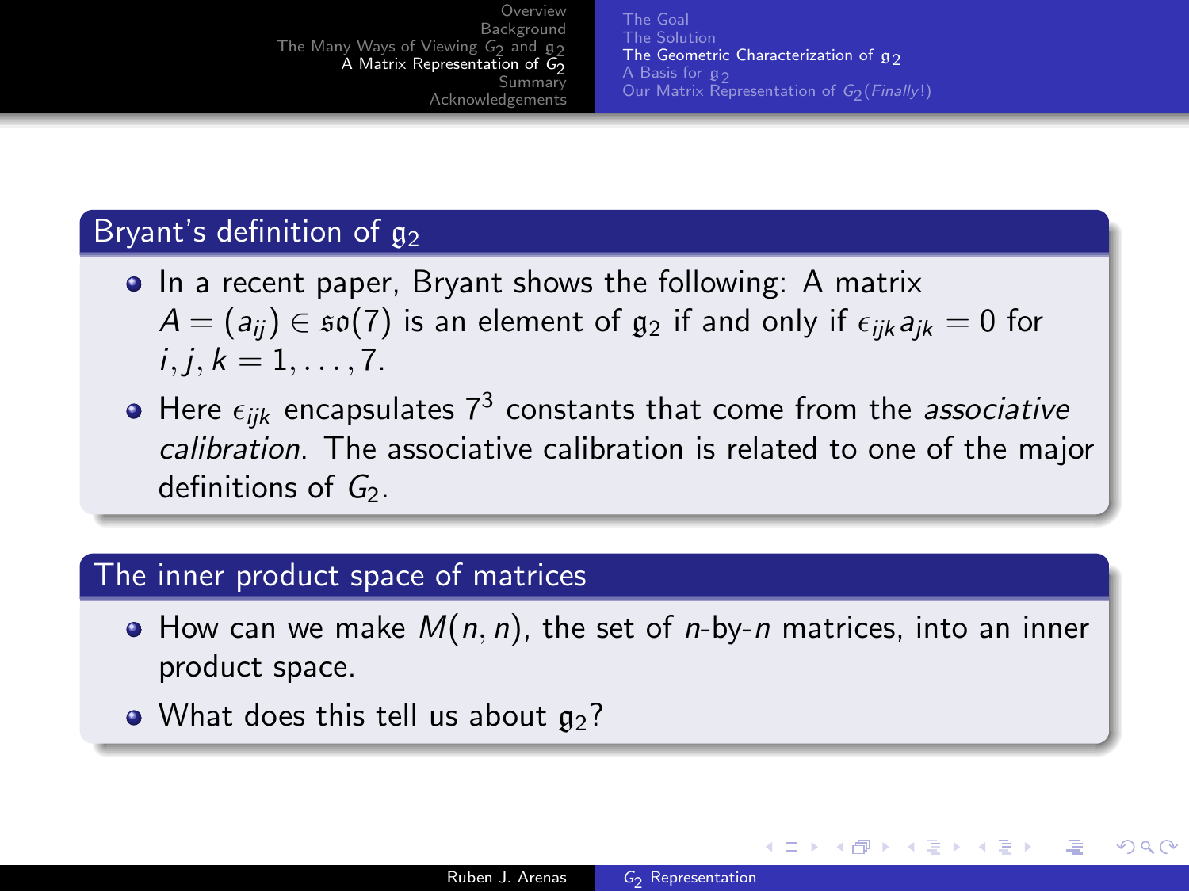## Bryant's definition of $\mathfrak{g}_2$

- In a recent paper, Bryant shows the following: A matrix $A = (a_{ij}) \in \mathfrak{so}(7)$ is an element of $\mathfrak{g}_2$ if and only if $\epsilon_{ijk} a_{jk} = 0$ for $i, j, k = 1, \ldots, 7$.
- Here $\epsilon_{ijk}$ encapsulates $7^3$ constants that come from the *associative calibration*. The associative calibration is related to one of the major definitions of $G_2$.

## The inner product space of matrices

- How can we make $M(n, n)$, the set of $n$-by-$n$ matrices, into an inner product space.
- What does this tell us about $\mathfrak{g}_2$?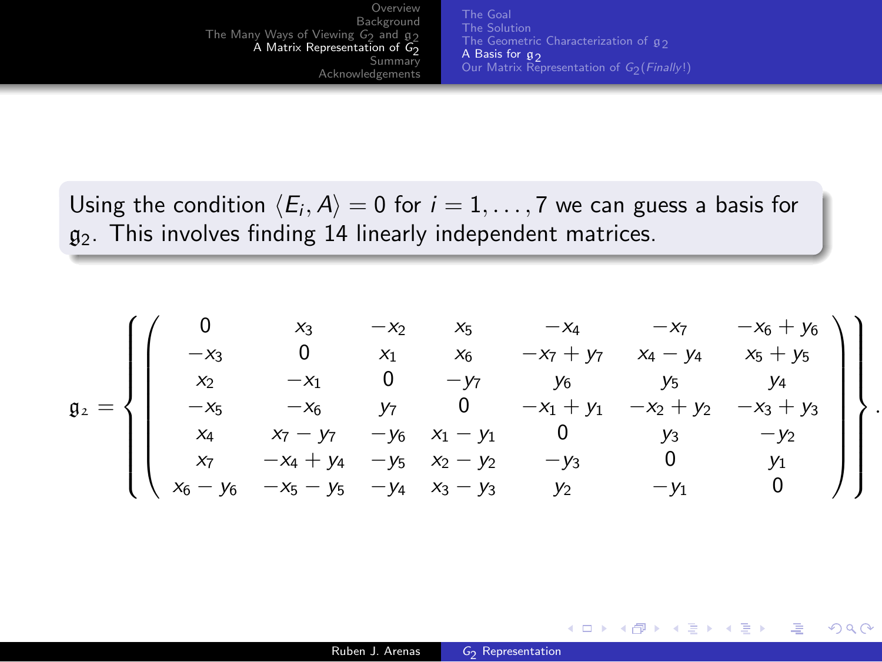Using the condition $\langle E_i, A \rangle = 0$ for $i = 1, \ldots, 7$ we can guess a basis for $\mathfrak{g}_2$. This involves finding 14 linearly independent matrices.

$$
\mathfrak{g}_2 = \left\{ \begin{pmatrix}
0 & x_3 & -x_2 & x_5 & -x_4 & -x_7 & -x_6 + y_6 \\
-x_3 & 0 & x_1 & x_6 & -x_7 + y_7 & x_4 - y_4 & x_5 + y_5 \\
x_2 & -x_1 & 0 & -y_7 & y_6 & y_5 & y_4 \\
-x_5 & -x_6 & y_7 & 0 & -x_1 + y_1 & -x_2 + y_2 & -x_3 + y_3 \\
x_4 & x_7 - y_7 & -y_6 & x_1 - y_1 & 0 & y_3 & -y_2 \\
x_7 & -x_4 + y_4 & -y_5 & x_2 - y_2 & -y_3 & 0 & y_1 \\
x_6 - y_6 & -x_5 - y_5 & -y_4 & x_3 - y_3 & y_2 & -y_1 & 0
\end{pmatrix} \right\}.
$$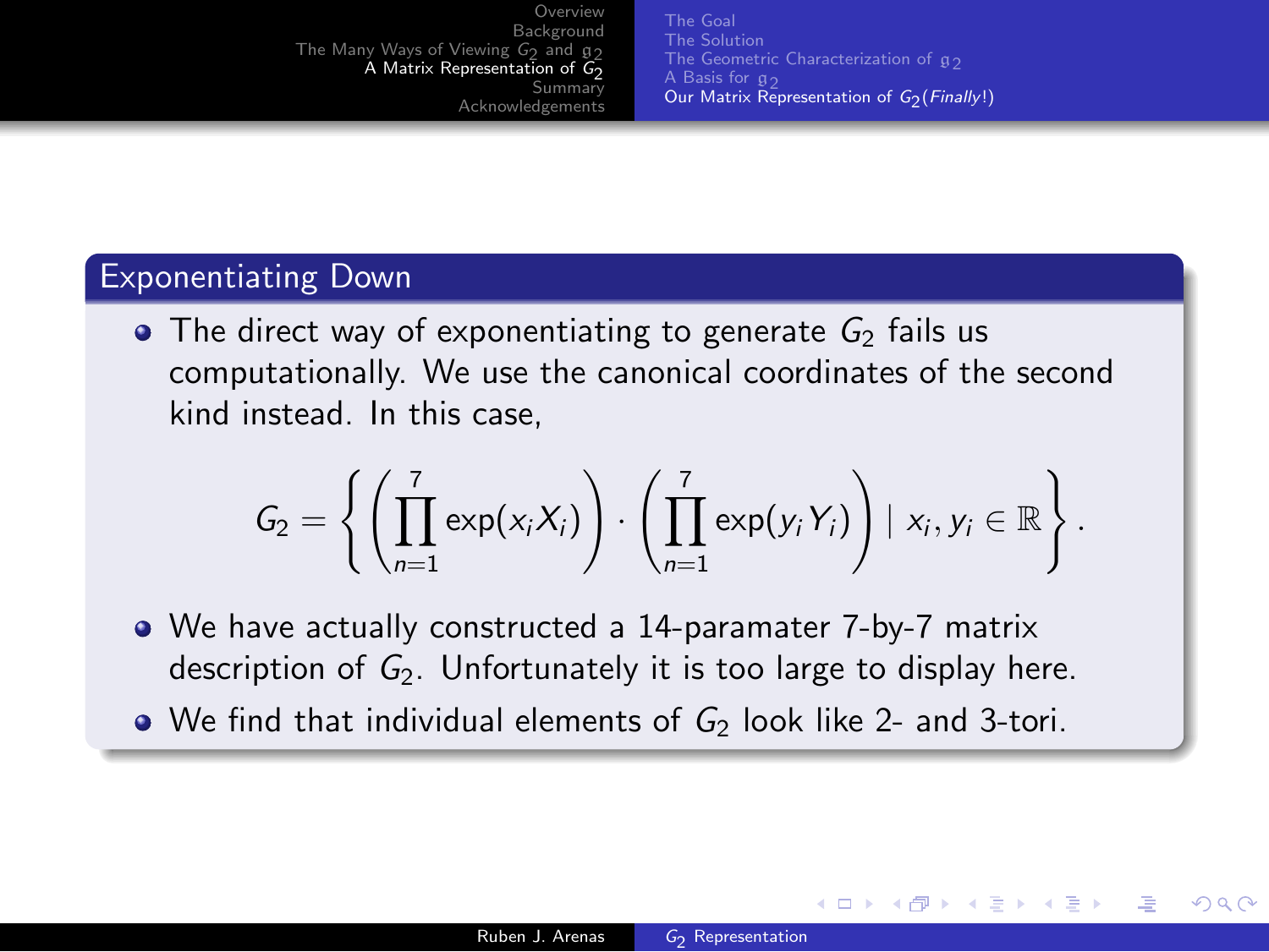## Exponentiating Down

- The direct way of exponentiating to generate $G_2$ fails us computationally. We use the canonical coordinates of the second kind instead. In this case,

$$G_2 = \left\{ \left( \prod_{n=1}^{7} \exp(x_i X_i) \right) \cdot \left( \prod_{n=1}^{7} \exp(y_i Y_i) \right) \mid x_i, y_i \in \mathbb{R} \right\}.$$

- We have actually constructed a 14-paramater 7-by-7 matrix description of $G_2$. Unfortunately it is too large to display here.
- We find that individual elements of $G_2$ look like 2- and 3-tori.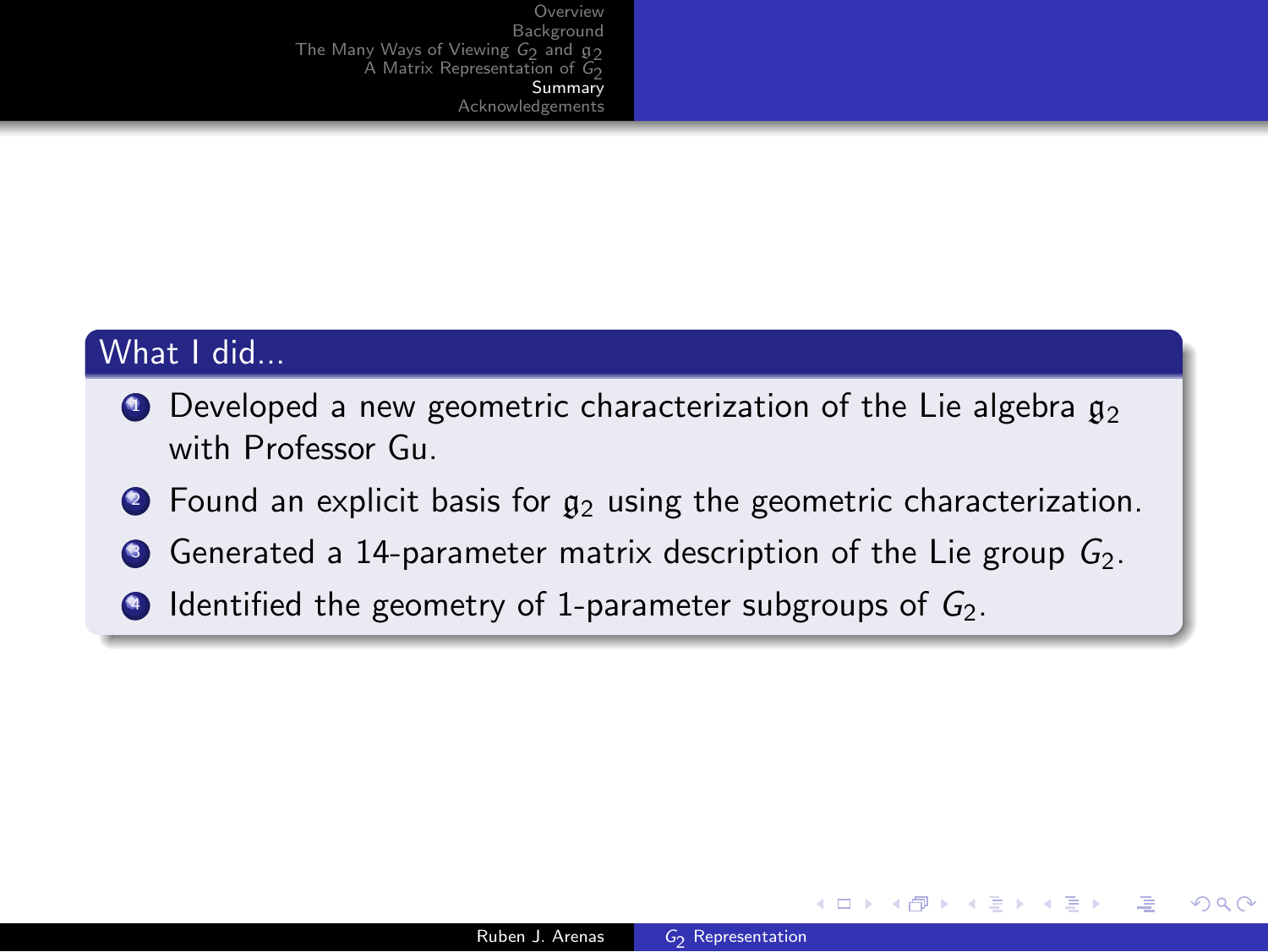## What I did...

1. Developed a new geometric characterization of the Lie algebra $\mathfrak{g}_2$ with Professor Gu.
2. Found an explicit basis for $\mathfrak{g}_2$ using the geometric characterization.
3. Generated a 14-parameter matrix description of the Lie group $G_2$.
4. Identified the geometry of 1-parameter subgroups of $G_2$.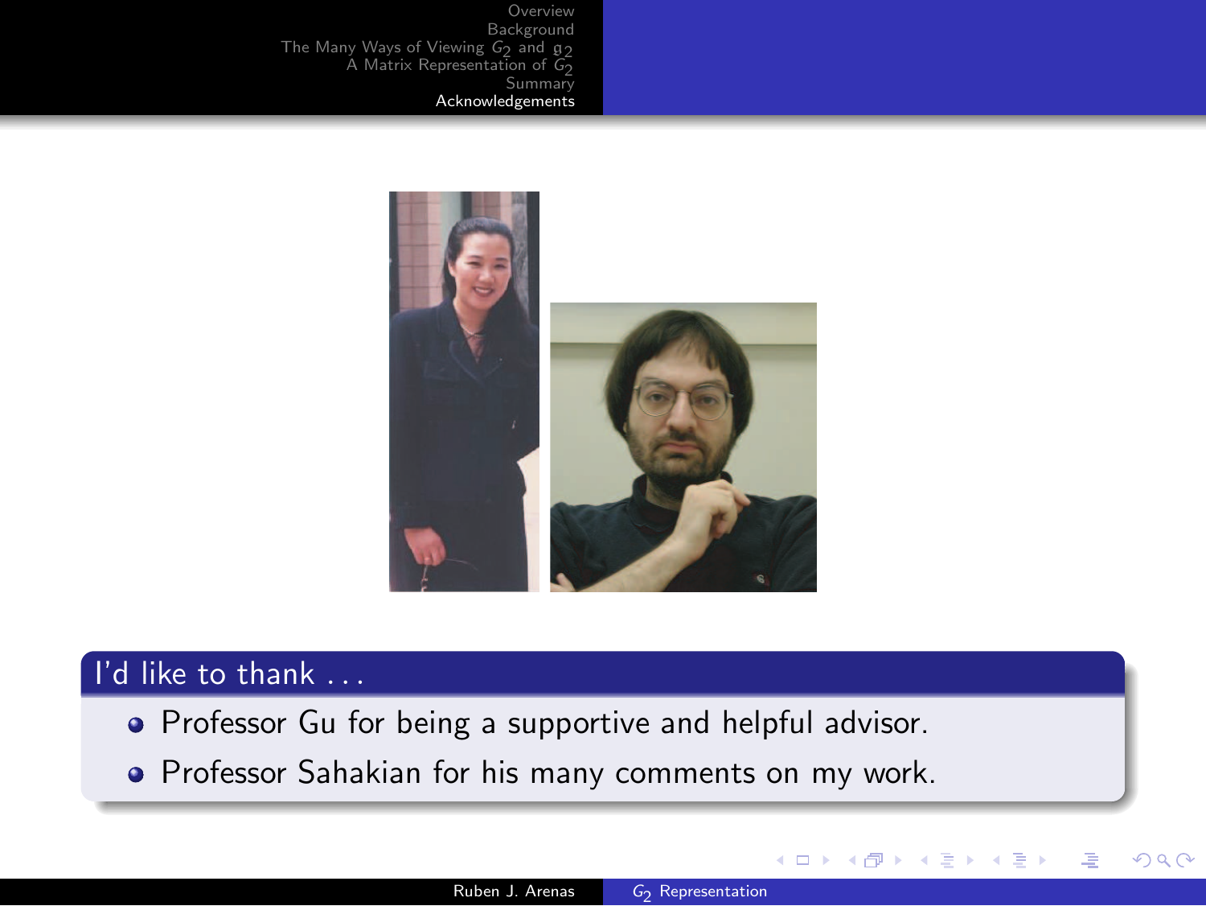## I'd like to thank . . .

- Professor Gu for being a supportive and helpful advisor.
- Professor Sahakian for his many comments on my work.